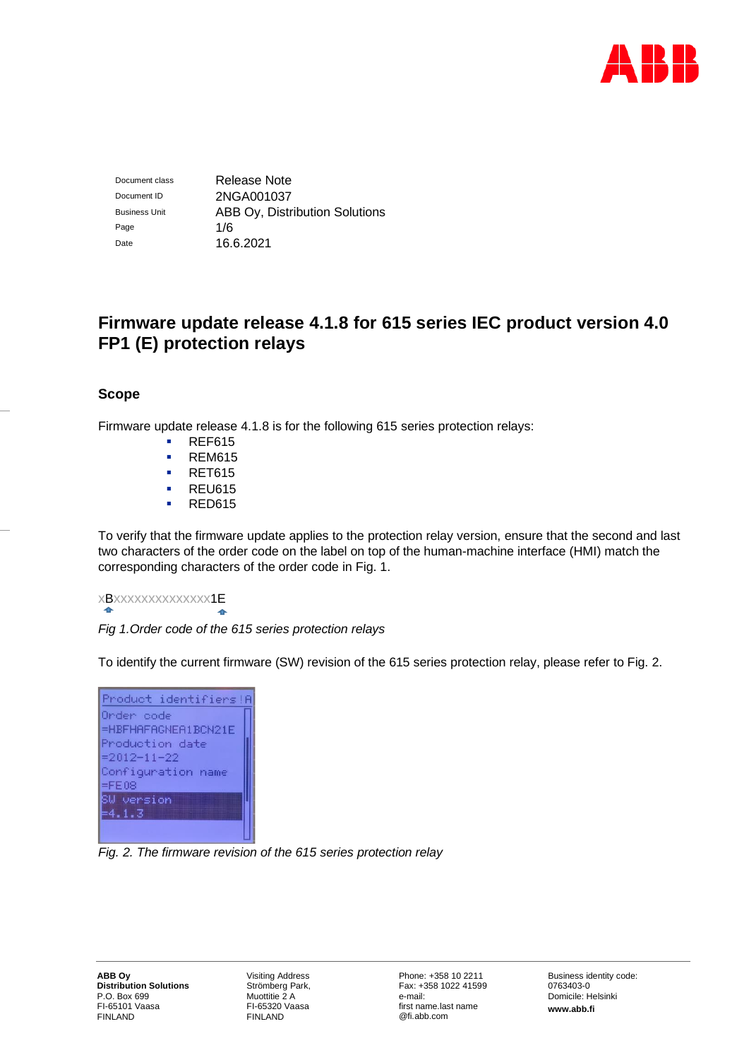| | |
|---|---|
| Document class | Release Note |
| Document ID | 2NGA001037 |
| Business Unit | ABB Oy, Distribution Solutions |
| Page | 1/6 |
| Date | 16.6.2021 |

# Firmware update release 4.1.8 for 615 series IEC product version 4.0 FP1 (E) protection relays

## Scope

Firmware update release 4.1.8 is for the following 615 series protection relays:

- REF615
- REM615
- RET615
- REU615
- RED615

To verify that the firmware update applies to the protection relay version, ensure that the second and last two characters of the order code on the label on top of the human-machine interface (HMI) match the corresponding characters of the order code in Fig. 1.

xBxxxxxxxxxxxxxx1E

*Fig 1.Order code of the 615 series protection relays*

To identify the current firmware (SW) revision of the 615 series protection relay, please refer to Fig. 2.

```
Product identifiers
Order code
=HBFHAFAGNEA1BCN21E
Production date
=2012-11-22
Configuration name
=FE08
SW version
=4.1.3
```

*Fig. 2. The firmware revision of the 615 series protection relay*

**ABB Oy**
**Distribution Solutions**
P.O. Box 699
FI-65101 Vaasa
FINLAND

Visiting Address
Strömberg Park,
Muottitie 2 A
FI-65320 Vaasa
FINLAND

Phone: +358 10 2211
Fax: +358 1022 41599
e-mail:
first name.last name
@fi.abb.com

Business identity code:
0763403-0
Domicile: Helsinki
**www.abb.fi**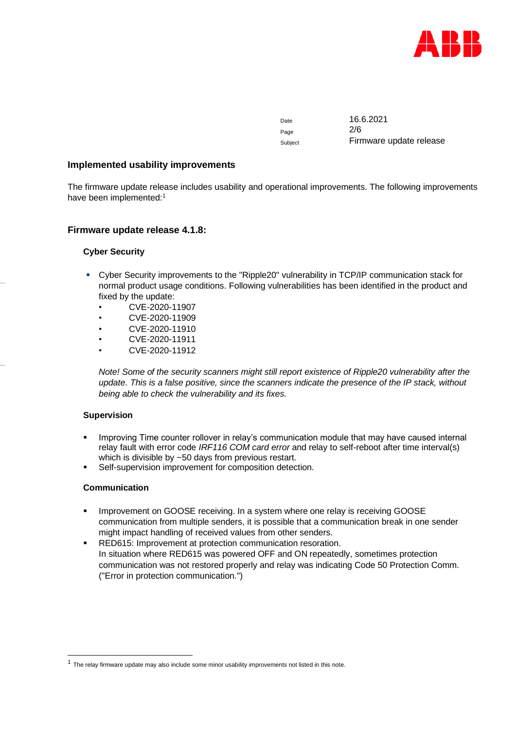Date 16.6.2021

Subject Firmware update release

## Implemented usability improvements

The firmware update release includes usability and operational improvements. The following improvements have been implemented:[1]

## Firmware update release 4.1.8:

### Cyber Security

- Cyber Security improvements to the "Ripple20" vulnerability in TCP/IP communication stack for normal product usage conditions. Following vulnerabilities has been identified in the product and fixed by the update:
  - CVE-2020-11907
  - CVE-2020-11909
  - CVE-2020-11910
  - CVE-2020-11911
  - CVE-2020-11912

  *Note! Some of the security scanners might still report existence of Ripple20 vulnerability after the update. This is a false positive, since the scanners indicate the presence of the IP stack, without being able to check the vulnerability and its fixes.*

### Supervision

- Improving Time counter rollover in relay's communication module that may have caused internal relay fault with error code *IRF116 COM card error* and relay to self-reboot after time interval(s) which is divisible by ~50 days from previous restart.
- Self-supervision improvement for composition detection.

### Communication

- Improvement on GOOSE receiving. In a system where one relay is receiving GOOSE communication from multiple senders, it is possible that a communication break in one sender might impact handling of received values from other senders.
- RED615: Improvement at protection communication resoration.
  In situation where RED615 was powered OFF and ON repeatedly, sometimes protection communication was not restored properly and relay was indicating Code 50 Protection Comm. ("Error in protection communication.")

---

[1] The relay firmware update may also include some minor usability improvements not listed in this note.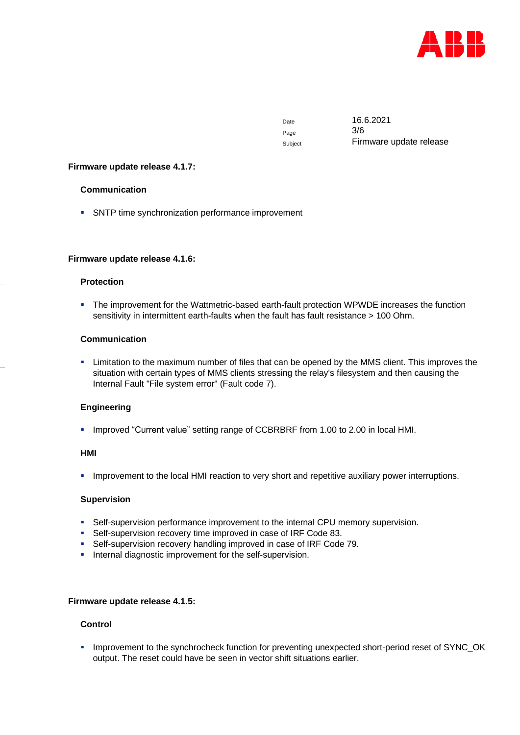## Firmware update release 4.1.7:

### Communication

- SNTP time synchronization performance improvement

## Firmware update release 4.1.6:

### Protection

- The improvement for the Wattmetric-based earth-fault protection WPWDE increases the function sensitivity in intermittent earth-faults when the fault has fault resistance > 100 Ohm.

### Communication

- Limitation to the maximum number of files that can be opened by the MMS client. This improves the situation with certain types of MMS clients stressing the relay's filesystem and then causing the Internal Fault "File system error" (Fault code 7).

### Engineering

- Improved “Current value” setting range of CCBRBRF from 1.00 to 2.00 in local HMI.

### HMI

- Improvement to the local HMI reaction to very short and repetitive auxiliary power interruptions.

### Supervision

- Self-supervision performance improvement to the internal CPU memory supervision.
- Self-supervision recovery time improved in case of IRF Code 83.
- Self-supervision recovery handling improved in case of IRF Code 79.
- Internal diagnostic improvement for the self-supervision.

## Firmware update release 4.1.5:

### Control

- Improvement to the synchrocheck function for preventing unexpected short-period reset of SYNC_OK output. The reset could have be seen in vector shift situations earlier.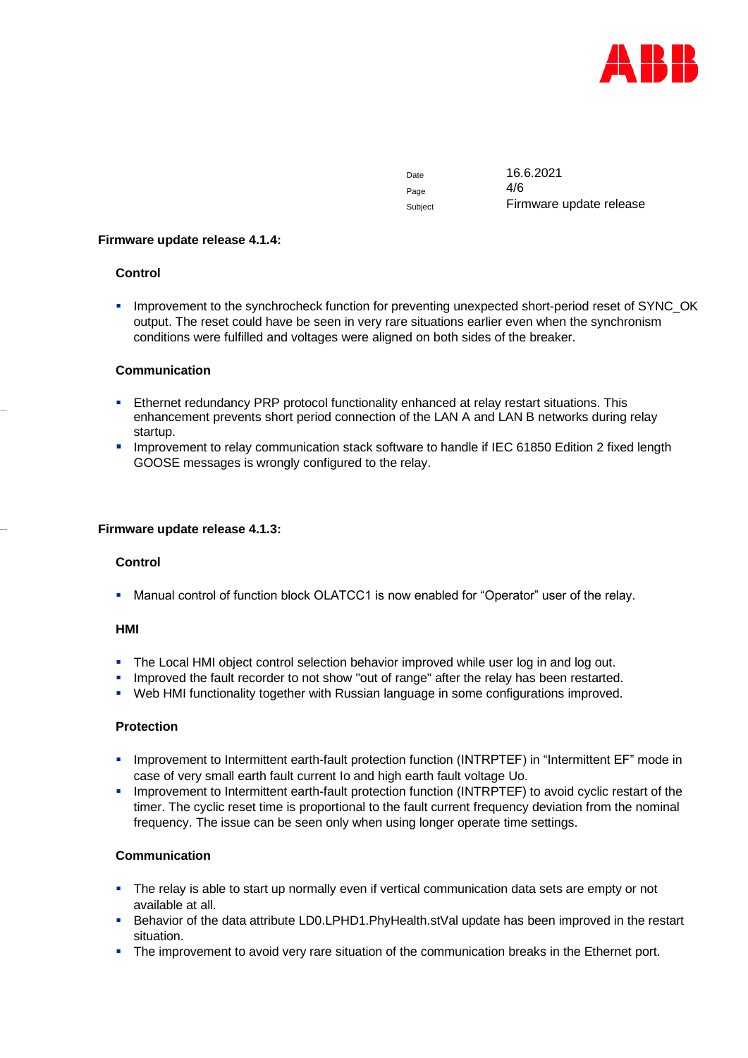## Firmware update release 4.1.4:

### Control

- Improvement to the synchrocheck function for preventing unexpected short-period reset of SYNC_OK output. The reset could have be seen in very rare situations earlier even when the synchronism conditions were fulfilled and voltages were aligned on both sides of the breaker.

### Communication

- Ethernet redundancy PRP protocol functionality enhanced at relay restart situations. This enhancement prevents short period connection of the LAN A and LAN B networks during relay startup.
- Improvement to relay communication stack software to handle if IEC 61850 Edition 2 fixed length GOOSE messages is wrongly configured to the relay.

## Firmware update release 4.1.3:

### Control

- Manual control of function block OLATCC1 is now enabled for “Operator” user of the relay.

### HMI

- The Local HMI object control selection behavior improved while user log in and log out.
- Improved the fault recorder to not show "out of range" after the relay has been restarted.
- Web HMI functionality together with Russian language in some configurations improved.

### Protection

- Improvement to Intermittent earth-fault protection function (INTRPTEF) in “Intermittent EF” mode in case of very small earth fault current Io and high earth fault voltage Uo.
- Improvement to Intermittent earth-fault protection function (INTRPTEF) to avoid cyclic restart of the timer. The cyclic reset time is proportional to the fault current frequency deviation from the nominal frequency. The issue can be seen only when using longer operate time settings.

### Communication

- The relay is able to start up normally even if vertical communication data sets are empty or not available at all.
- Behavior of the data attribute LD0.LPHD1.PhyHealth.stVal update has been improved in the restart situation.
- The improvement to avoid very rare situation of the communication breaks in the Ethernet port.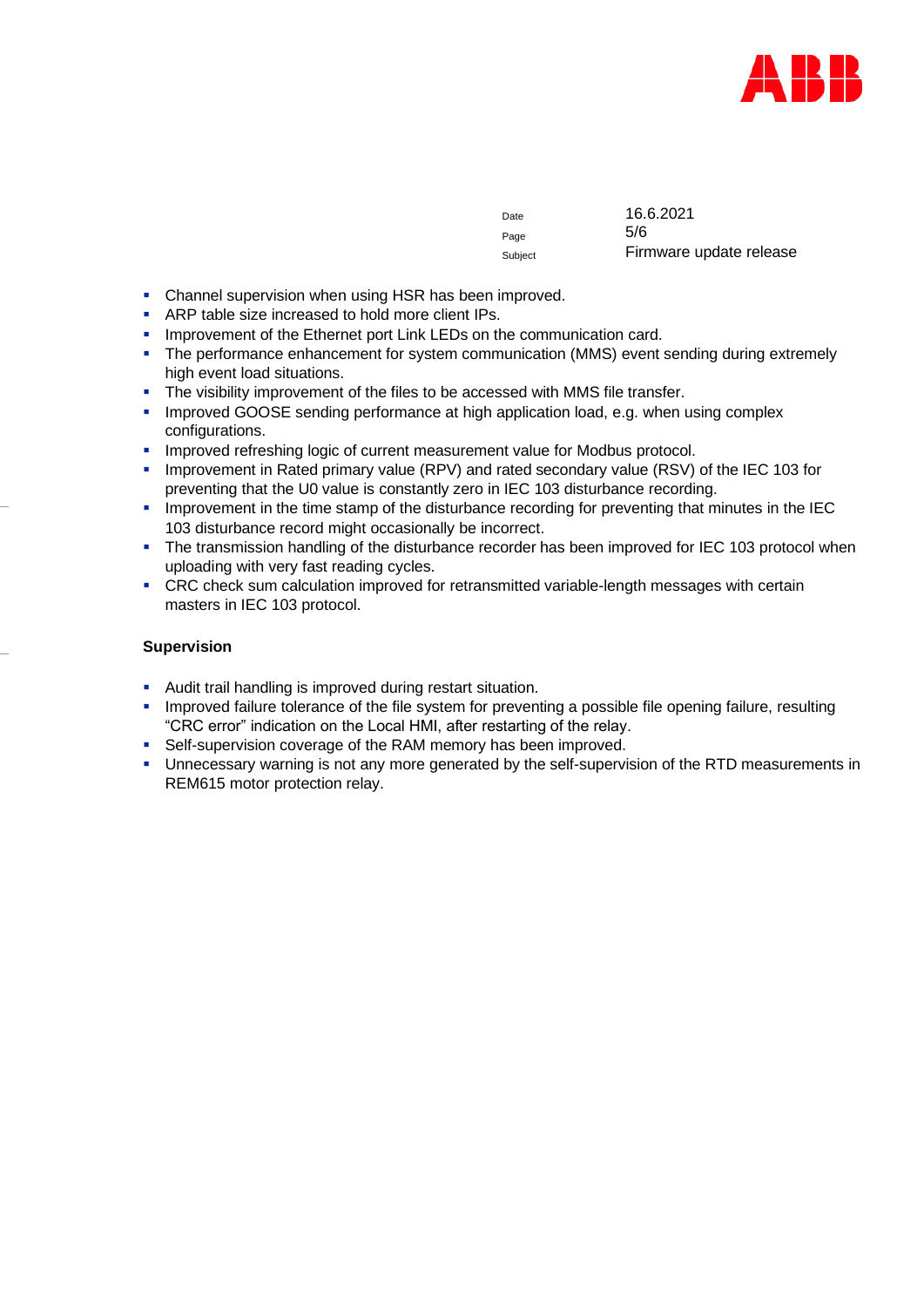- Channel supervision when using HSR has been improved.
- ARP table size increased to hold more client IPs.
- Improvement of the Ethernet port Link LEDs on the communication card.
- The performance enhancement for system communication (MMS) event sending during extremely high event load situations.
- The visibility improvement of the files to be accessed with MMS file transfer.
- Improved GOOSE sending performance at high application load, e.g. when using complex configurations.
- Improved refreshing logic of current measurement value for Modbus protocol.
- Improvement in Rated primary value (RPV) and rated secondary value (RSV) of the IEC 103 for preventing that the U0 value is constantly zero in IEC 103 disturbance recording.
- Improvement in the time stamp of the disturbance recording for preventing that minutes in the IEC 103 disturbance record might occasionally be incorrect.
- The transmission handling of the disturbance recorder has been improved for IEC 103 protocol when uploading with very fast reading cycles.
- CRC check sum calculation improved for retransmitted variable-length messages with certain masters in IEC 103 protocol.

**Supervision**

- Audit trail handling is improved during restart situation.
- Improved failure tolerance of the file system for preventing a possible file opening failure, resulting "CRC error" indication on the Local HMI, after restarting of the relay.
- Self-supervision coverage of the RAM memory has been improved.
- Unnecessary warning is not any more generated by the self-supervision of the RTD measurements in REM615 motor protection relay.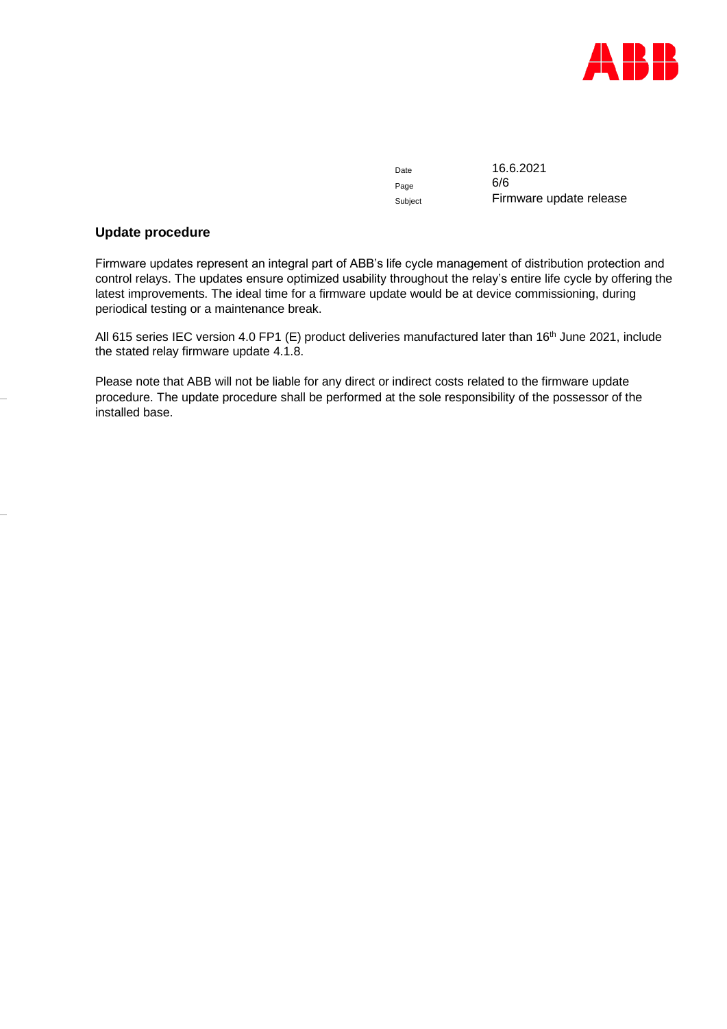## Update procedure

Firmware updates represent an integral part of ABB's life cycle management of distribution protection and control relays. The updates ensure optimized usability throughout the relay's entire life cycle by offering the latest improvements. The ideal time for a firmware update would be at device commissioning, during periodical testing or a maintenance break.

All 615 series IEC version 4.0 FP1 (E) product deliveries manufactured later than 16th June 2021, include the stated relay firmware update 4.1.8.

Please note that ABB will not be liable for any direct or indirect costs related to the firmware update procedure. The update procedure shall be performed at the sole responsibility of the possessor of the installed base.